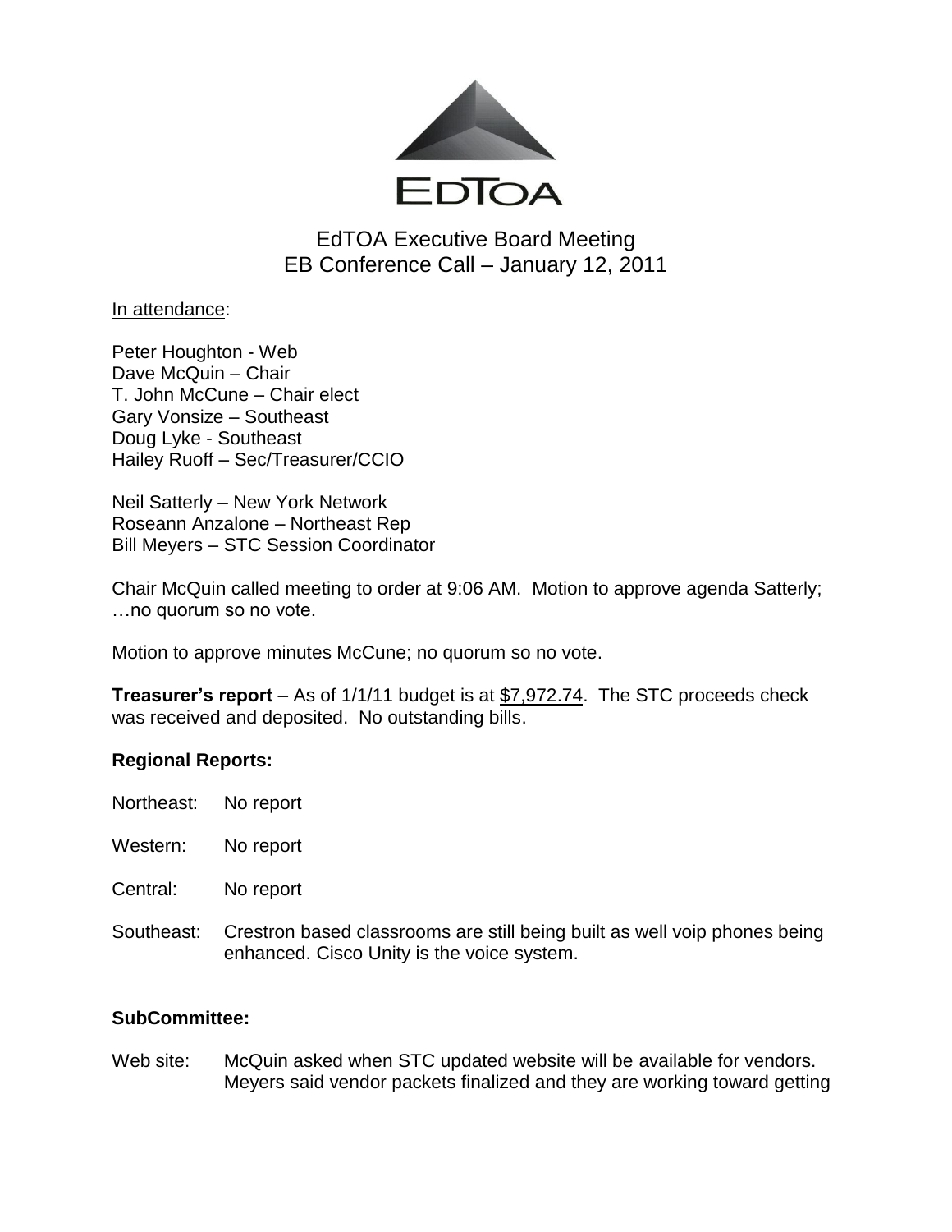# EdTOA Executive Board Meeting
## EB Conference Call – January 12, 2011

In attendance:

Peter Houghton - Web
Dave McQuin – Chair
T. John McCune – Chair elect
Gary Vonsize – Southeast
Doug Lyke - Southeast
Hailey Ruoff – Sec/Treasurer/CCIO

Neil Satterly – New York Network
Roseann Anzalone – Northeast Rep
Bill Meyers – STC Session Coordinator

Chair McQuin called meeting to order at 9:06 AM. Motion to approve agenda Satterly; …no quorum so no vote.

Motion to approve minutes McCune; no quorum so no vote.

**Treasurer's report** – As of 1/1/11 budget is at $7,972.74. The STC proceeds check was received and deposited. No outstanding bills.

**Regional Reports:**

Northeast: No report

Western: No report

Central: No report

Southeast: Crestron based classrooms are still being built as well voip phones being enhanced. Cisco Unity is the voice system.

**SubCommittee:**

Web site: McQuin asked when STC updated website will be available for vendors. Meyers said vendor packets finalized and they are working toward getting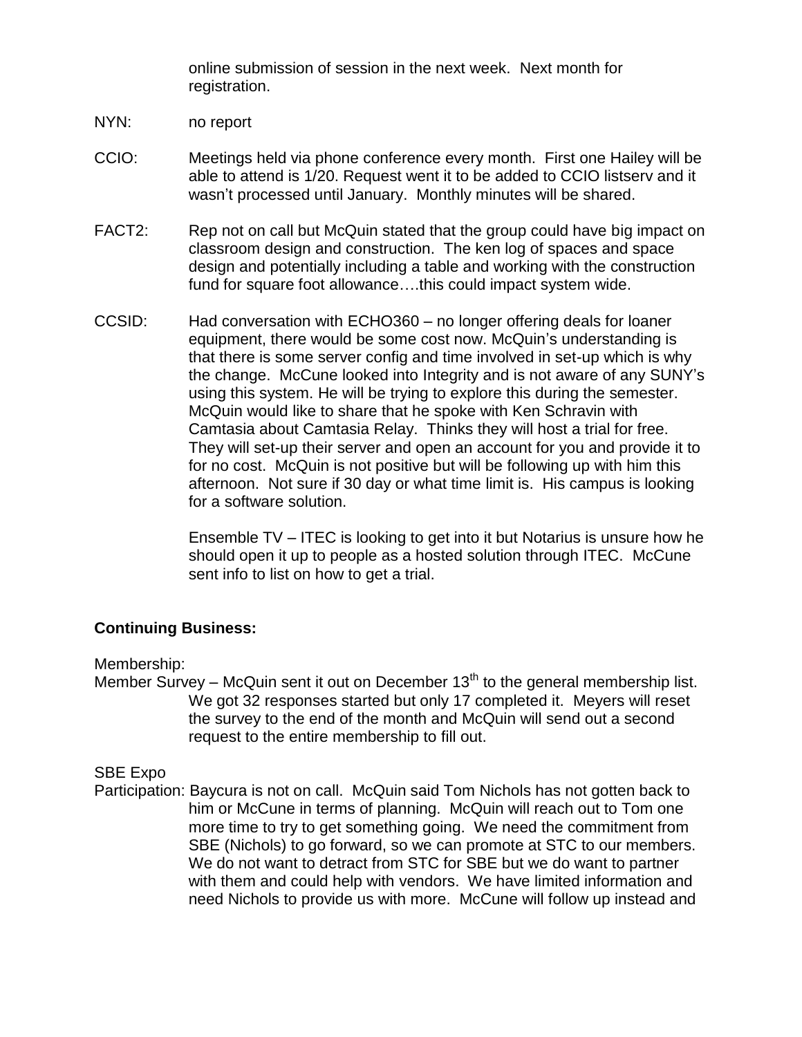online submission of session in the next week. Next month for registration.

NYN: no report

CCIO: Meetings held via phone conference every month. First one Hailey will be able to attend is 1/20. Request went it to be added to CCIO listserv and it wasn't processed until January. Monthly minutes will be shared.

FACT2: Rep not on call but McQuin stated that the group could have big impact on classroom design and construction. The ken log of spaces and space design and potentially including a table and working with the construction fund for square foot allowance….this could impact system wide.

CCSID: Had conversation with ECHO360 – no longer offering deals for loaner equipment, there would be some cost now. McQuin's understanding is that there is some server config and time involved in set-up which is why the change. McCune looked into Integrity and is not aware of any SUNY's using this system. He will be trying to explore this during the semester. McQuin would like to share that he spoke with Ken Schravin with Camtasia about Camtasia Relay. Thinks they will host a trial for free. They will set-up their server and open an account for you and provide it to for no cost. McQuin is not positive but will be following up with him this afternoon. Not sure if 30 day or what time limit is. His campus is looking for a software solution.

Ensemble TV – ITEC is looking to get into it but Notarius is unsure how he should open it up to people as a hosted solution through ITEC. McCune sent info to list on how to get a trial.

**Continuing Business:**

Membership:

Member Survey – McQuin sent it out on December 13th to the general membership list. We got 32 responses started but only 17 completed it. Meyers will reset the survey to the end of the month and McQuin will send out a second request to the entire membership to fill out.

SBE Expo

Participation: Baycura is not on call. McQuin said Tom Nichols has not gotten back to him or McCune in terms of planning. McQuin will reach out to Tom one more time to try to get something going. We need the commitment from SBE (Nichols) to go forward, so we can promote at STC to our members. We do not want to detract from STC for SBE but we do want to partner with them and could help with vendors. We have limited information and need Nichols to provide us with more. McCune will follow up instead and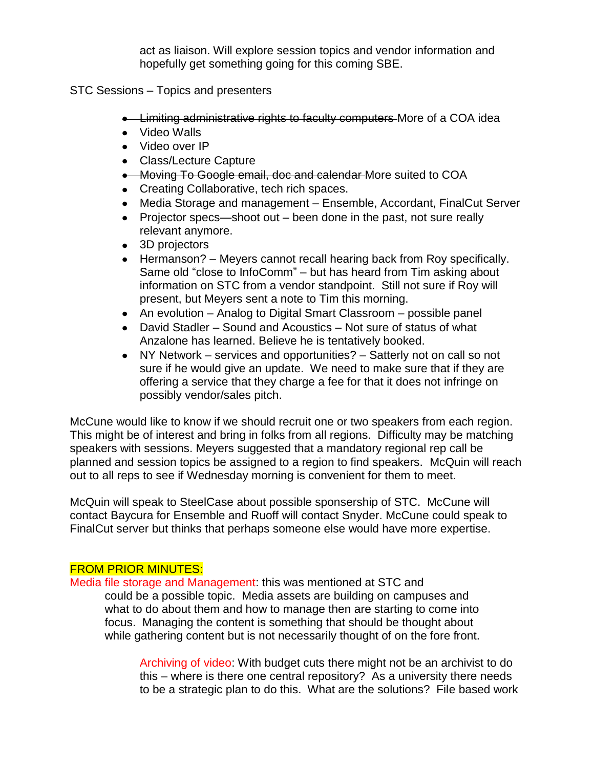act as liaison. Will explore session topics and vendor information and hopefully get something going for this coming SBE.

STC Sessions – Topics and presenters

- ~~Limiting administrative rights to faculty computers~~ More of a COA idea
- Video Walls
- Video over IP
- Class/Lecture Capture
- ~~Moving To Google email, doc and calendar~~ More suited to COA
- Creating Collaborative, tech rich spaces.
- Media Storage and management – Ensemble, Accordant, FinalCut Server
- Projector specs—shoot out – been done in the past, not sure really relevant anymore.
- 3D projectors
- Hermanson? – Meyers cannot recall hearing back from Roy specifically. Same old "close to InfoComm" – but has heard from Tim asking about information on STC from a vendor standpoint. Still not sure if Roy will present, but Meyers sent a note to Tim this morning.
- An evolution – Analog to Digital Smart Classroom – possible panel
- David Stadler – Sound and Acoustics – Not sure of status of what Anzalone has learned. Believe he is tentatively booked.
- NY Network – services and opportunities? – Satterly not on call so not sure if he would give an update. We need to make sure that if they are offering a service that they charge a fee for that it does not infringe on possibly vendor/sales pitch.

McCune would like to know if we should recruit one or two speakers from each region. This might be of interest and bring in folks from all regions. Difficulty may be matching speakers with sessions. Meyers suggested that a mandatory regional rep call be planned and session topics be assigned to a region to find speakers. McQuin will reach out to all reps to see if Wednesday morning is convenient for them to meet.

McQuin will speak to SteelCase about possible sponsership of STC. McCune will contact Baycura for Ensemble and Ruoff will contact Snyder. McCune could speak to FinalCut server but thinks that perhaps someone else would have more expertise.

FROM PRIOR MINUTES:

Media file storage and Management: this was mentioned at STC and could be a possible topic. Media assets are building on campuses and what to do about them and how to manage then are starting to come into focus. Managing the content is something that should be thought about while gathering content but is not necessarily thought of on the fore front.

Archiving of video: With budget cuts there might not be an archivist to do this – where is there one central repository? As a university there needs to be a strategic plan to do this. What are the solutions? File based work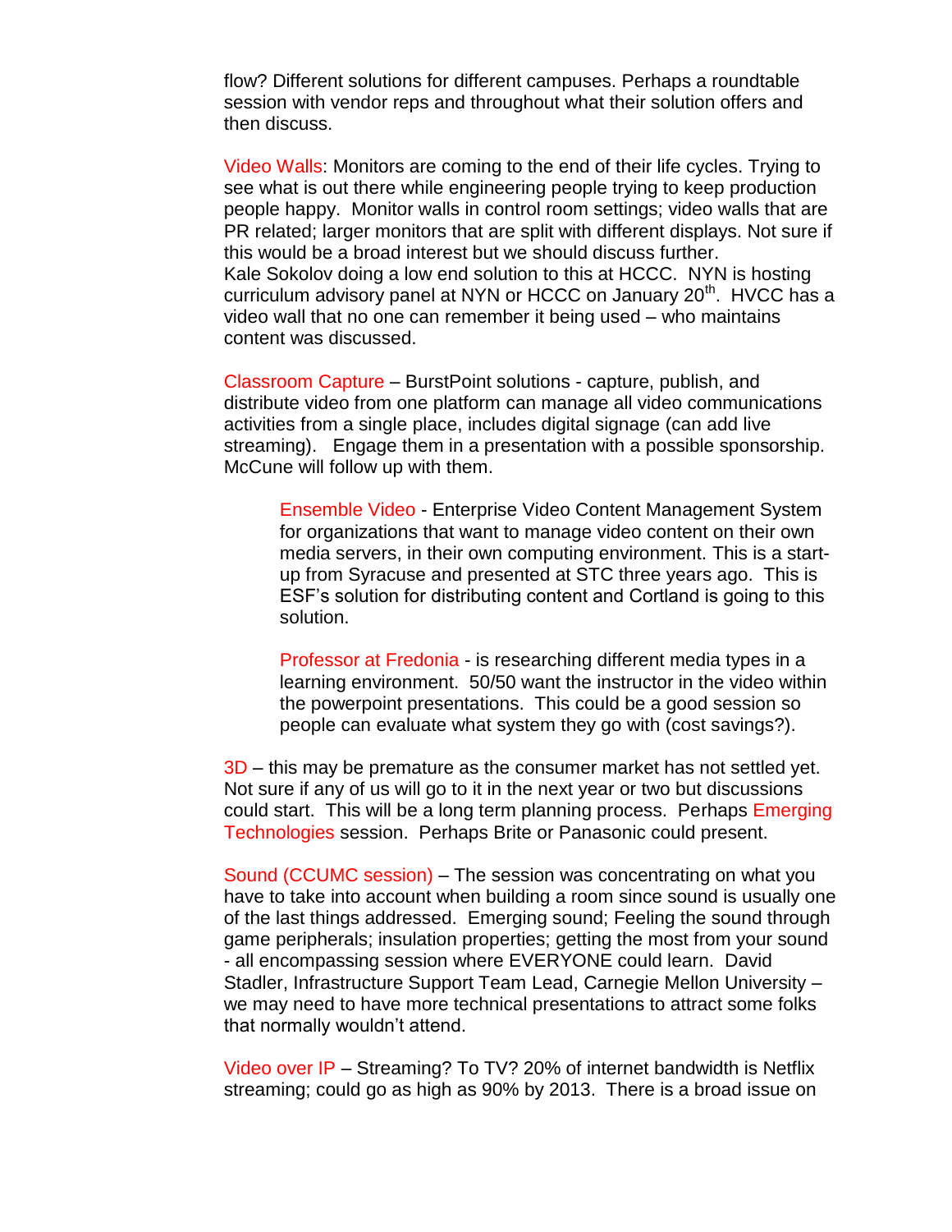flow? Different solutions for different campuses. Perhaps a roundtable session with vendor reps and throughout what their solution offers and then discuss.

Video Walls: Monitors are coming to the end of their life cycles. Trying to see what is out there while engineering people trying to keep production people happy. Monitor walls in control room settings; video walls that are PR related; larger monitors that are split with different displays. Not sure if this would be a broad interest but we should discuss further.
Kale Sokolov doing a low end solution to this at HCCC. NYN is hosting curriculum advisory panel at NYN or HCCC on January 20th. HVCC has a video wall that no one can remember it being used – who maintains content was discussed.

Classroom Capture – BurstPoint solutions - capture, publish, and distribute video from one platform can manage all video communications activities from a single place, includes digital signage (can add live streaming). Engage them in a presentation with a possible sponsorship. McCune will follow up with them.

> Ensemble Video - Enterprise Video Content Management System for organizations that want to manage video content on their own media servers, in their own computing environment. This is a start-up from Syracuse and presented at STC three years ago. This is ESF's solution for distributing content and Cortland is going to this solution.
>
> Professor at Fredonia - is researching different media types in a learning environment. 50/50 want the instructor in the video within the powerpoint presentations. This could be a good session so people can evaluate what system they go with (cost savings?).

3D – this may be premature as the consumer market has not settled yet. Not sure if any of us will go to it in the next year or two but discussions could start. This will be a long term planning process. Perhaps Emerging Technologies session. Perhaps Brite or Panasonic could present.

Sound (CCUMC session) – The session was concentrating on what you have to take into account when building a room since sound is usually one of the last things addressed. Emerging sound; Feeling the sound through game peripherals; insulation properties; getting the most from your sound - all encompassing session where EVERYONE could learn. David Stadler, Infrastructure Support Team Lead, Carnegie Mellon University – we may need to have more technical presentations to attract some folks that normally wouldn't attend.

Video over IP – Streaming? To TV? 20% of internet bandwidth is Netflix streaming; could go as high as 90% by 2013. There is a broad issue on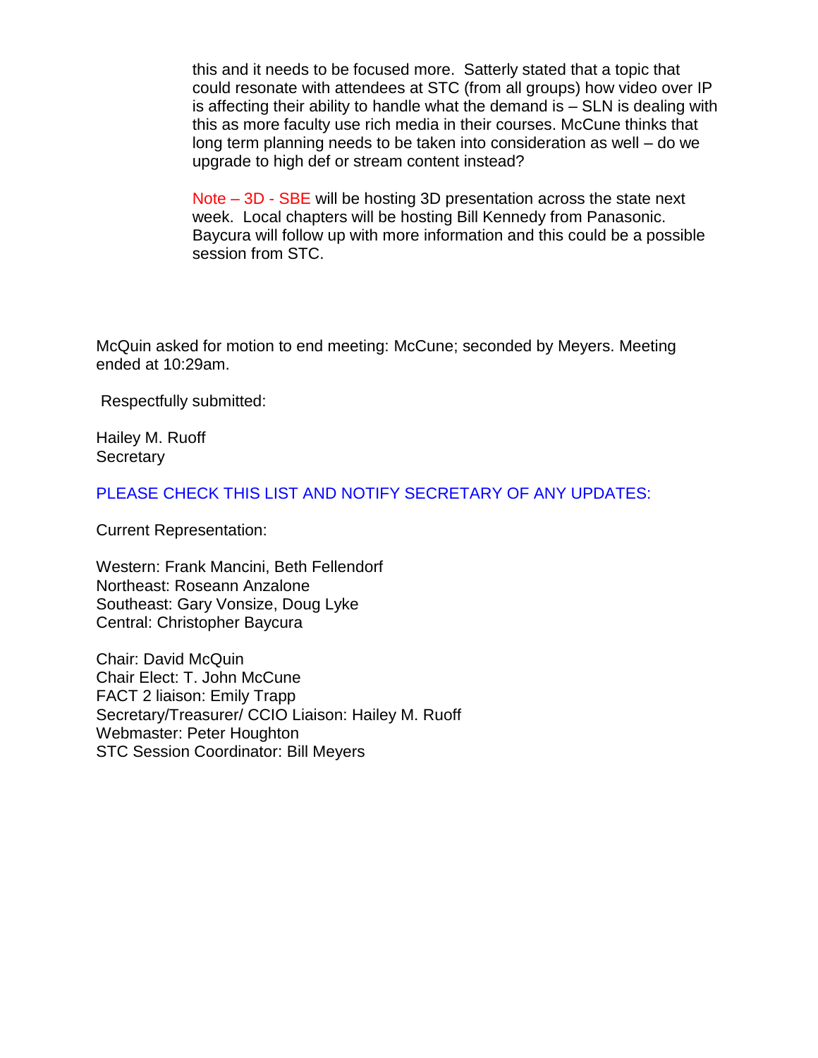this and it needs to be focused more. Satterly stated that a topic that could resonate with attendees at STC (from all groups) how video over IP is affecting their ability to handle what the demand is – SLN is dealing with this as more faculty use rich media in their courses. McCune thinks that long term planning needs to be taken into consideration as well – do we upgrade to high def or stream content instead?

Note – 3D - SBE will be hosting 3D presentation across the state next week. Local chapters will be hosting Bill Kennedy from Panasonic. Baycura will follow up with more information and this could be a possible session from STC.

McQuin asked for motion to end meeting: McCune; seconded by Meyers. Meeting ended at 10:29am.

Respectfully submitted:

Hailey M. Ruoff
Secretary

PLEASE CHECK THIS LIST AND NOTIFY SECRETARY OF ANY UPDATES:

Current Representation:

Western: Frank Mancini, Beth Fellendorf
Northeast: Roseann Anzalone
Southeast: Gary Vonsize, Doug Lyke
Central: Christopher Baycura

Chair: David McQuin
Chair Elect: T. John McCune
FACT 2 liaison: Emily Trapp
Secretary/Treasurer/ CCIO Liaison: Hailey M. Ruoff
Webmaster: Peter Houghton
STC Session Coordinator: Bill Meyers